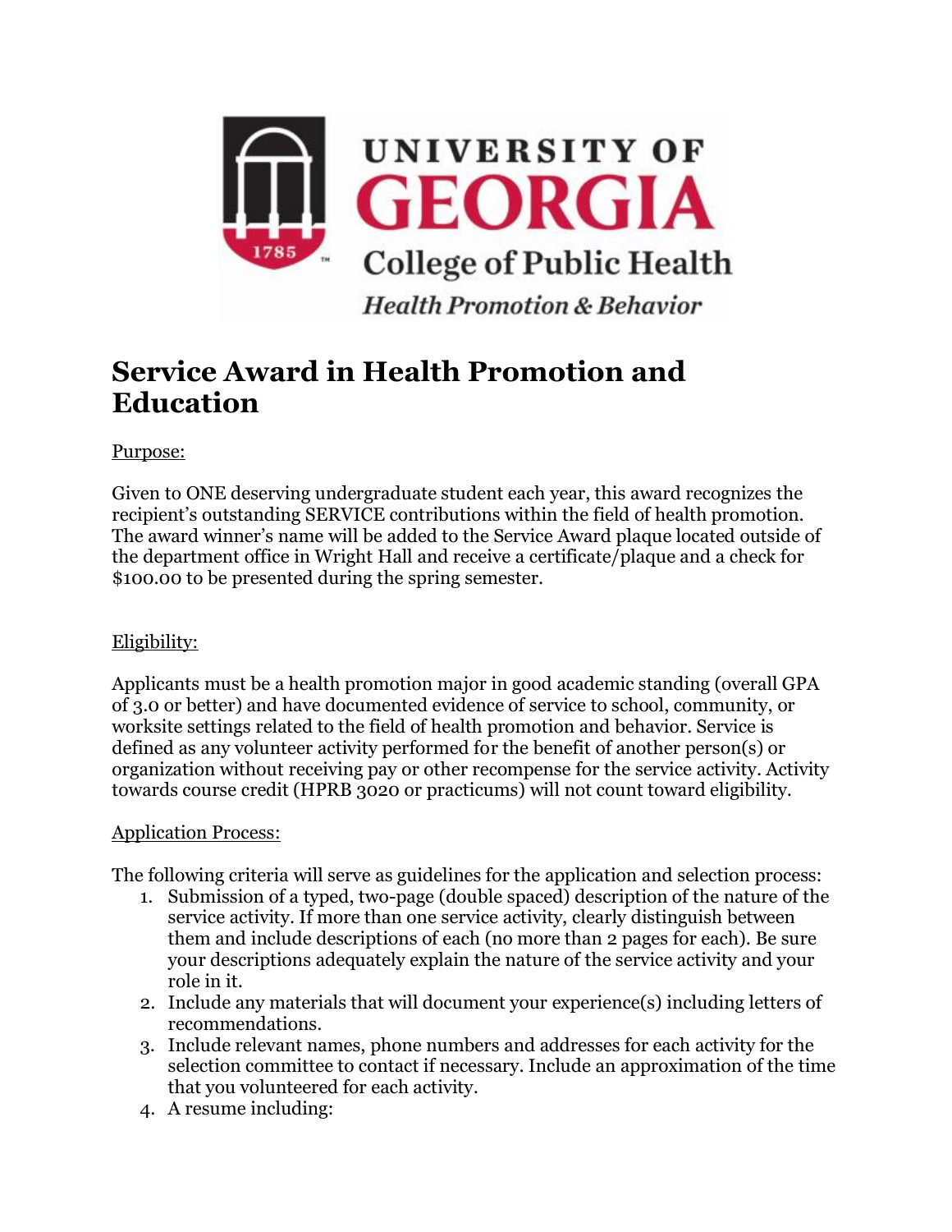UNIVERSITY OF GEORGIA

College of Public Health

*Health Promotion & Behavior*

# Service Award in Health Promotion and Education

Purpose:

Given to ONE deserving undergraduate student each year, this award recognizes the recipient's outstanding SERVICE contributions within the field of health promotion. The award winner's name will be added to the Service Award plaque located outside of the department office in Wright Hall and receive a certificate/plaque and a check for $100.00 to be presented during the spring semester.

Eligibility:

Applicants must be a health promotion major in good academic standing (overall GPA of 3.0 or better) and have documented evidence of service to school, community, or worksite settings related to the field of health promotion and behavior. Service is defined as any volunteer activity performed for the benefit of another person(s) or organization without receiving pay or other recompense for the service activity. Activity towards course credit (HPRB 3020 or practicums) will not count toward eligibility.

Application Process:

The following criteria will serve as guidelines for the application and selection process:

1. Submission of a typed, two-page (double spaced) description of the nature of the service activity. If more than one service activity, clearly distinguish between them and include descriptions of each (no more than 2 pages for each). Be sure your descriptions adequately explain the nature of the service activity and your role in it.
2. Include any materials that will document your experience(s) including letters of recommendations.
3. Include relevant names, phone numbers and addresses for each activity for the selection committee to contact if necessary. Include an approximation of the time that you volunteered for each activity.
4. A resume including: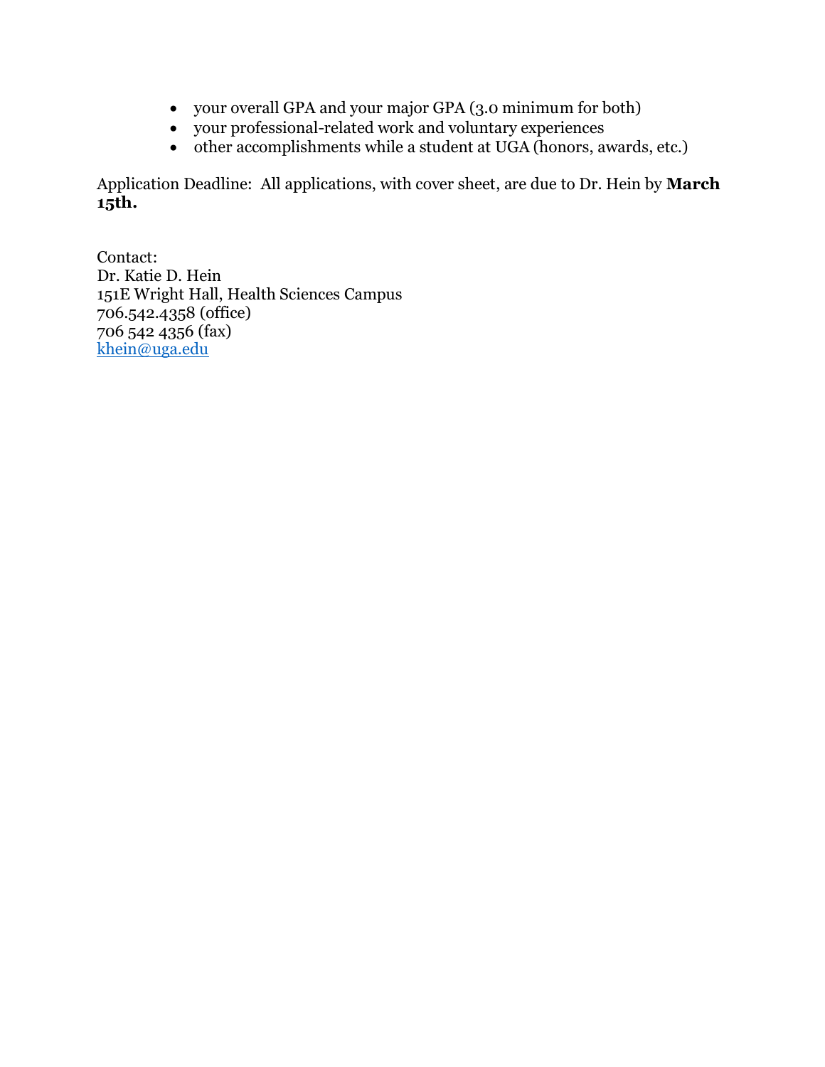- your overall GPA and your major GPA (3.0 minimum for both)
- your professional-related work and voluntary experiences
- other accomplishments while a student at UGA (honors, awards, etc.)

Application Deadline: All applications, with cover sheet, are due to Dr. Hein by **March 15th.**

Contact:
Dr. Katie D. Hein
151E Wright Hall, Health Sciences Campus
706.542.4358 (office)
706 542 4356 (fax)
khein@uga.edu